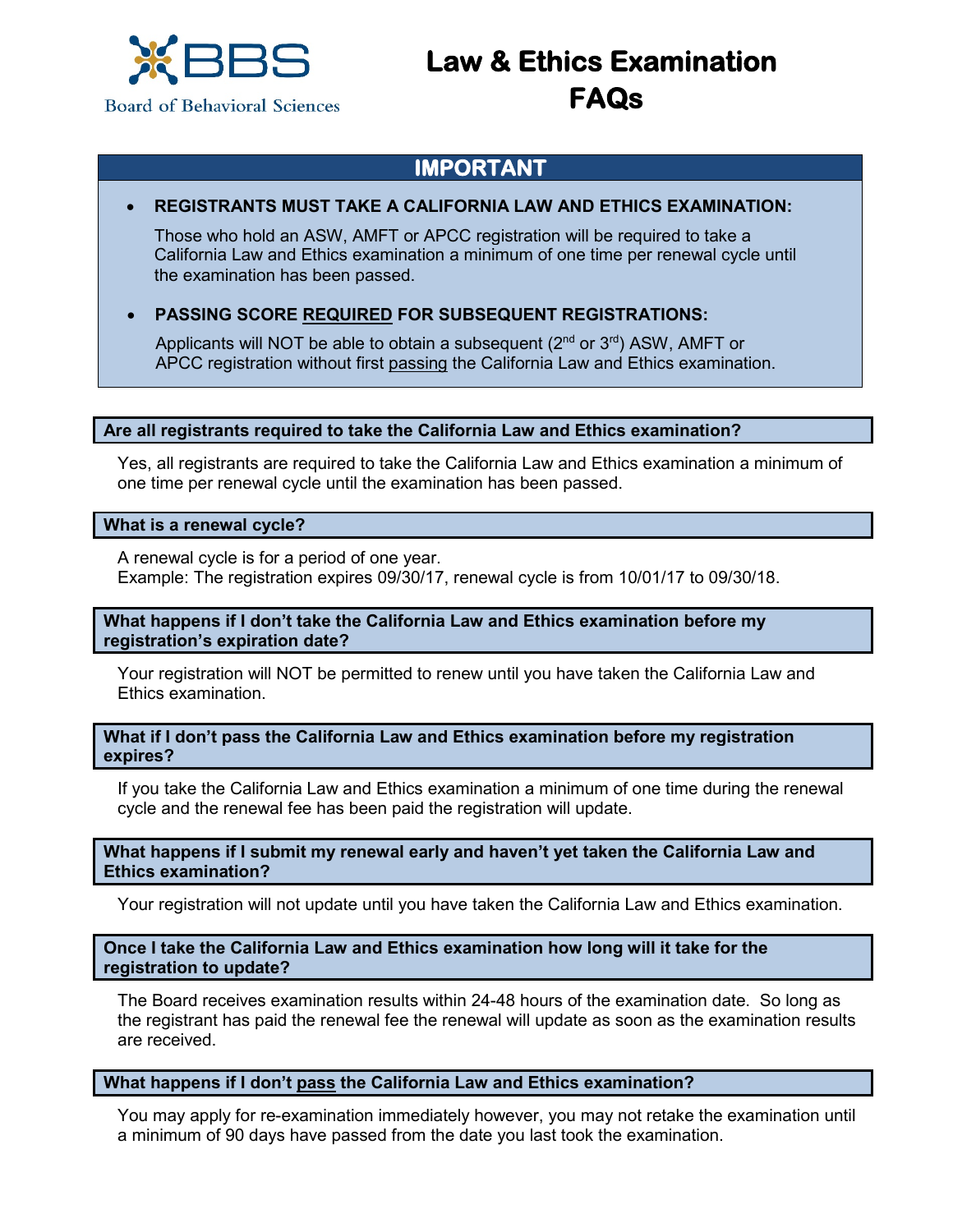BBS
Board of Behavioral Sciences

# Law & Ethics Examination FAQs

## IMPORTANT

- **REGISTRANTS MUST TAKE A CALIFORNIA LAW AND ETHICS EXAMINATION:**

  Those who hold an ASW, AMFT or APCC registration will be required to take a California Law and Ethics examination a minimum of one time per renewal cycle until the examination has been passed.

- **PASSING SCORE <u>REQUIRED</u> FOR SUBSEQUENT REGISTRATIONS:**

  Applicants will NOT be able to obtain a subsequent (2nd or 3rd) ASW, AMFT or APCC registration without first <u>passing</u> the California Law and Ethics examination.

### Are all registrants required to take the California Law and Ethics examination?

Yes, all registrants are required to take the California Law and Ethics examination a minimum of one time per renewal cycle until the examination has been passed.

### What is a renewal cycle?

A renewal cycle is for a period of one year.
Example: The registration expires 09/30/17, renewal cycle is from 10/01/17 to 09/30/18.

### What happens if I don't take the California Law and Ethics examination before my registration's expiration date?

Your registration will NOT be permitted to renew until you have taken the California Law and Ethics examination.

### What if I don't pass the California Law and Ethics examination before my registration expires?

If you take the California Law and Ethics examination a minimum of one time during the renewal cycle and the renewal fee has been paid the registration will update.

### What happens if I submit my renewal early and haven't yet taken the California Law and Ethics examination?

Your registration will not update until you have taken the California Law and Ethics examination.

### Once I take the California Law and Ethics examination how long will it take for the registration to update?

The Board receives examination results within 24-48 hours of the examination date. So long as the registrant has paid the renewal fee the renewal will update as soon as the examination results are received.

### What happens if I don't <u>pass</u> the California Law and Ethics examination?

You may apply for re-examination immediately however, you may not retake the examination until a minimum of 90 days have passed from the date you last took the examination.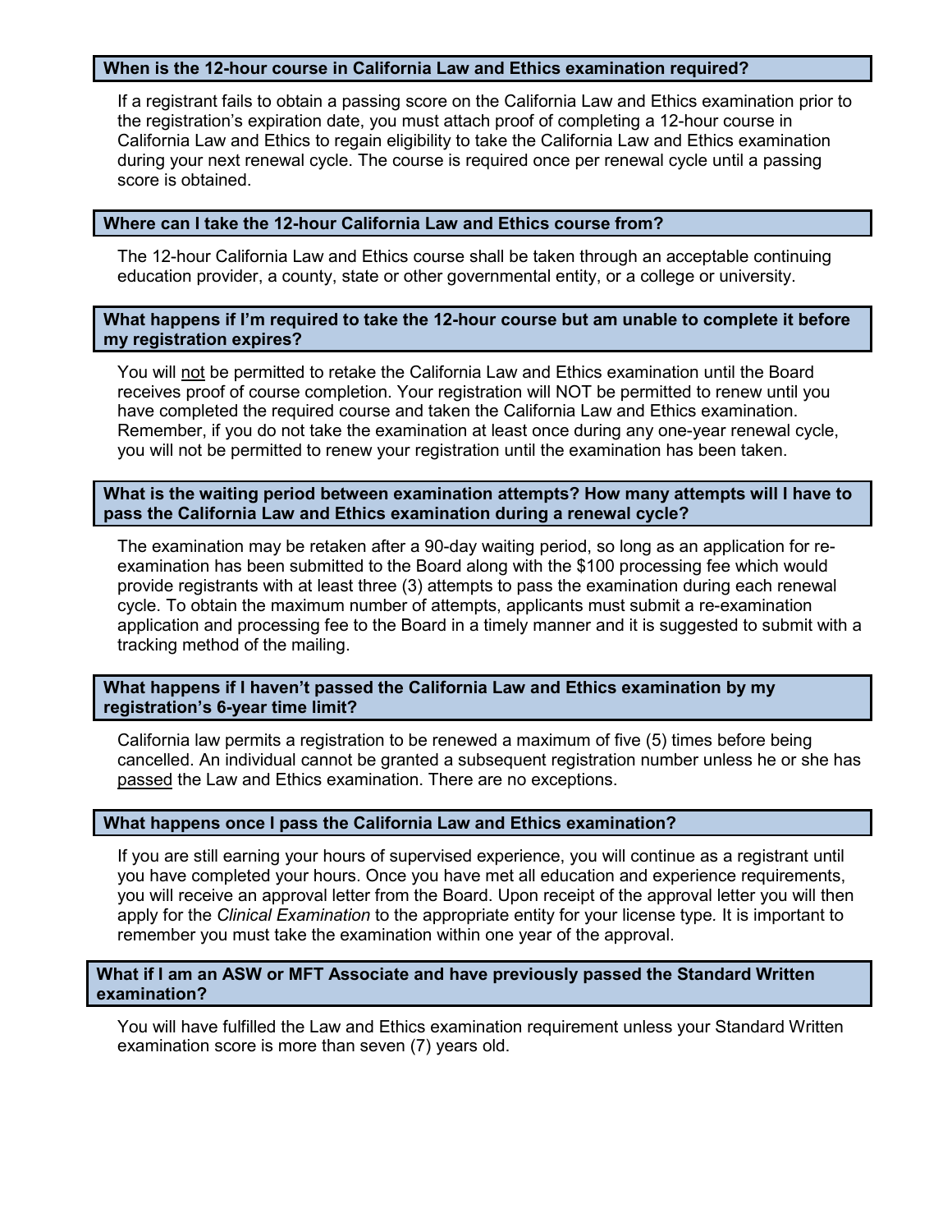### When is the 12-hour course in California Law and Ethics examination required?

If a registrant fails to obtain a passing score on the California Law and Ethics examination prior to the registration's expiration date, you must attach proof of completing a 12-hour course in California Law and Ethics to regain eligibility to take the California Law and Ethics examination during your next renewal cycle. The course is required once per renewal cycle until a passing score is obtained.

### Where can I take the 12-hour California Law and Ethics course from?

The 12-hour California Law and Ethics course shall be taken through an acceptable continuing education provider, a county, state or other governmental entity, or a college or university.

### What happens if I'm required to take the 12-hour course but am unable to complete it before my registration expires?

You will <u>not</u> be permitted to retake the California Law and Ethics examination until the Board receives proof of course completion. Your registration will NOT be permitted to renew until you have completed the required course and taken the California Law and Ethics examination. Remember, if you do not take the examination at least once during any one-year renewal cycle, you will not be permitted to renew your registration until the examination has been taken.

### What is the waiting period between examination attempts? How many attempts will I have to pass the California Law and Ethics examination during a renewal cycle?

The examination may be retaken after a 90-day waiting period, so long as an application for re-examination has been submitted to the Board along with the $100 processing fee which would provide registrants with at least three (3) attempts to pass the examination during each renewal cycle. To obtain the maximum number of attempts, applicants must submit a re-examination application and processing fee to the Board in a timely manner and it is suggested to submit with a tracking method of the mailing.

### What happens if I haven't passed the California Law and Ethics examination by my registration's 6-year time limit?

California law permits a registration to be renewed a maximum of five (5) times before being cancelled. An individual cannot be granted a subsequent registration number unless he or she has <u>passed</u> the Law and Ethics examination. There are no exceptions.

### What happens once I pass the California Law and Ethics examination?

If you are still earning your hours of supervised experience, you will continue as a registrant until you have completed your hours. Once you have met all education and experience requirements, you will receive an approval letter from the Board. Upon receipt of the approval letter you will then apply for the *Clinical Examination* to the appropriate entity for your license type. It is important to remember you must take the examination within one year of the approval.

### What if I am an ASW or MFT Associate and have previously passed the Standard Written examination?

You will have fulfilled the Law and Ethics examination requirement unless your Standard Written examination score is more than seven (7) years old.